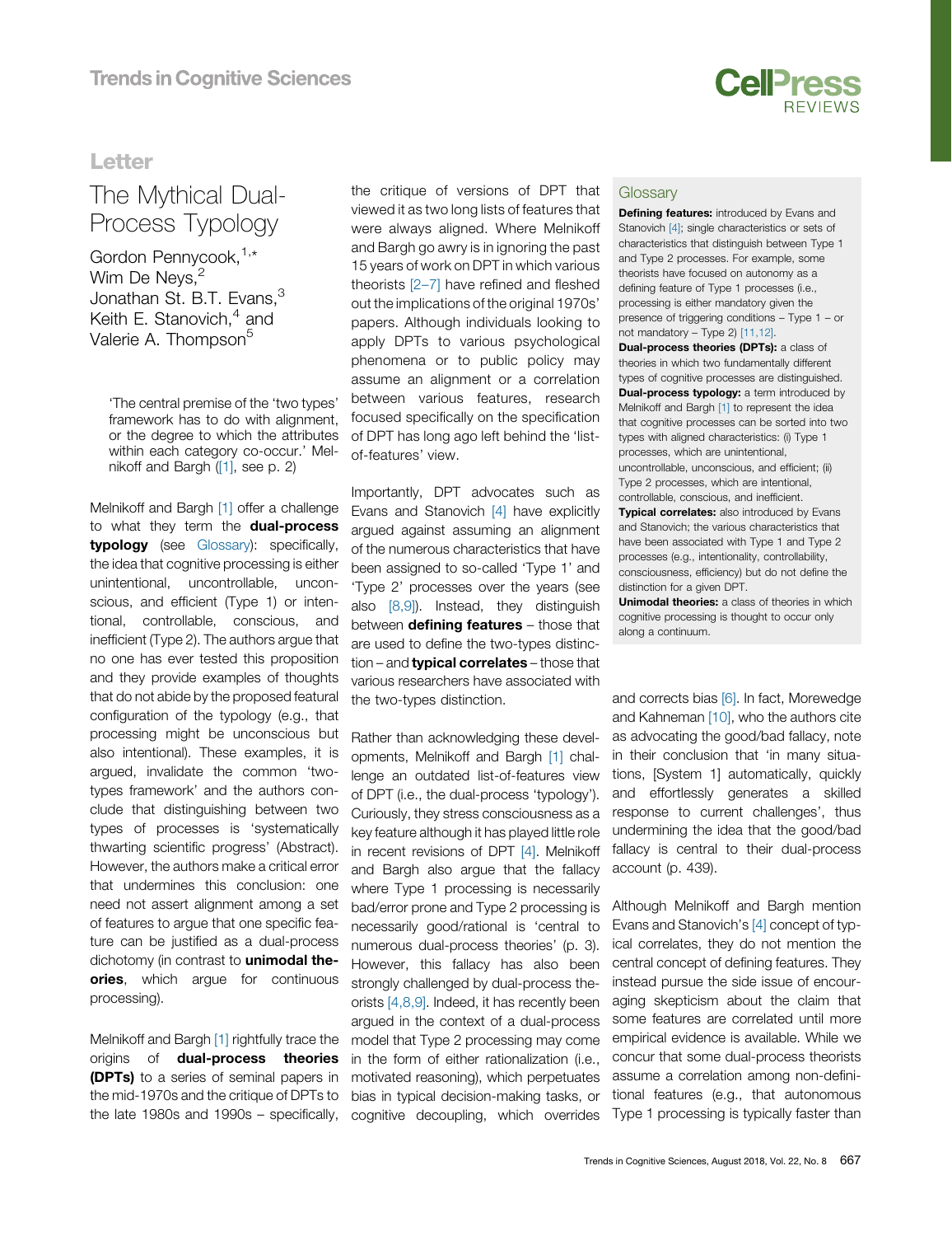Letter

# The Mythical Dual-Process Typology

Gordon Pennycook,[1,*] Wim De Neys,[2] Jonathan St. B.T. Evans,[3] Keith E. Stanovich,[4] and Valerie A. Thompson[5]

> 'The central premise of the 'two types' framework has to do with alignment, or the degree to which the attributes within each category co-occur.' Melnikoff and Bargh ([1], see p. 2)

Melnikoff and Bargh [1] offer a challenge to what they term the **dual-process typology** (see Glossary): specifically, the idea that cognitive processing is either unintentional, uncontrollable, unconscious, and efficient (Type 1) or intentional, controllable, conscious, and inefficient (Type 2). The authors argue that no one has ever tested this proposition and they provide examples of thoughts that do not abide by the proposed featural configuration of the typology (e.g., that processing might be unconscious but also intentional). These examples, it is argued, invalidate the common 'two-types framework' and the authors conclude that distinguishing between two types of processes is 'systematically thwarting scientific progress' (Abstract). However, the authors make a critical error that undermines this conclusion: one need not assert alignment among a set of features to argue that one specific feature can be justified as a dual-process dichotomy (in contrast to **unimodal theories**, which argue for continuous processing).

Melnikoff and Bargh [1] rightfully trace the origins of **dual-process theories (DPTs)** to a series of seminal papers in the mid-1970s and the critique of DPTs to the late 1980s and 1990s – specifically, the critique of versions of DPT that viewed it as two long lists of features that were always aligned. Where Melnikoff and Bargh go awry is in ignoring the past 15 years of work on DPT in which various theorists [2–7] have refined and fleshed out the implications of the original 1970s' papers. Although individuals looking to apply DPTs to various psychological phenomena or to public policy may assume an alignment or a correlation between various features, research focused specifically on the specification of DPT has long ago left behind the 'list-of-features' view.

Importantly, DPT advocates such as Evans and Stanovich [4] have explicitly argued against assuming an alignment of the numerous characteristics that have been assigned to so-called 'Type 1' and 'Type 2' processes over the years (see also [8,9]). Instead, they distinguish between **defining features** – those that are used to define the two-types distinction – and **typical correlates** – those that various researchers have associated with the two-types distinction.

Rather than acknowledging these developments, Melnikoff and Bargh [1] challenge an outdated list-of-features view of DPT (i.e., the dual-process 'typology'). Curiously, they stress consciousness as a key feature although it has played little role in recent revisions of DPT [4]. Melnikoff and Bargh also argue that the fallacy where Type 1 processing is necessarily bad/error prone and Type 2 processing is necessarily good/rational is 'central to numerous dual-process theories' (p. 3). However, this fallacy has also been strongly challenged by dual-process theorists [4,8,9]. Indeed, it has recently been argued in the context of a dual-process model that Type 2 processing may come in the form of either rationalization (i.e., motivated reasoning), which perpetuates bias in typical decision-making tasks, or cognitive decoupling, which overrides and corrects bias [6]. In fact, Morewedge and Kahneman [10], who the authors cite as advocating the good/bad fallacy, note in their conclusion that 'in many situations, [System 1] automatically, quickly and effortlessly generates a skilled response to current challenges', thus undermining the idea that the good/bad fallacy is central to their dual-process account (p. 439).

Although Melnikoff and Bargh mention Evans and Stanovich's [4] concept of typical correlates, they do not mention the central concept of defining features. They instead pursue the side issue of encouraging skepticism about the claim that some features are correlated until more empirical evidence is available. While we concur that some dual-process theorists assume a correlation among non-definitional features (e.g., that autonomous Type 1 processing is typically faster than

## Glossary

**Defining features:** introduced by Evans and Stanovich [4]; single characteristics or sets of characteristics that distinguish between Type 1 and Type 2 processes. For example, some theorists have focused on autonomy as a defining feature of Type 1 processes (i.e., processing is either mandatory given the presence of triggering conditions – Type 1 – or not mandatory – Type 2) [11,12].

**Dual-process theories (DPTs):** a class of theories in which two fundamentally different types of cognitive processes are distinguished.

**Dual-process typology:** a term introduced by Melnikoff and Bargh [1] to represent the idea that cognitive processes can be sorted into two types with aligned characteristics: (i) Type 1 processes, which are unintentional, uncontrollable, unconscious, and efficient; (ii) Type 2 processes, which are intentional, controllable, conscious, and inefficient.

**Typical correlates:** also introduced by Evans and Stanovich; the various characteristics that have been associated with Type 1 and Type 2 processes (e.g., intentionality, controllability, consciousness, efficiency) but do not define the distinction for a given DPT.

**Unimodal theories:** a class of theories in which cognitive processing is thought to occur only along a continuum.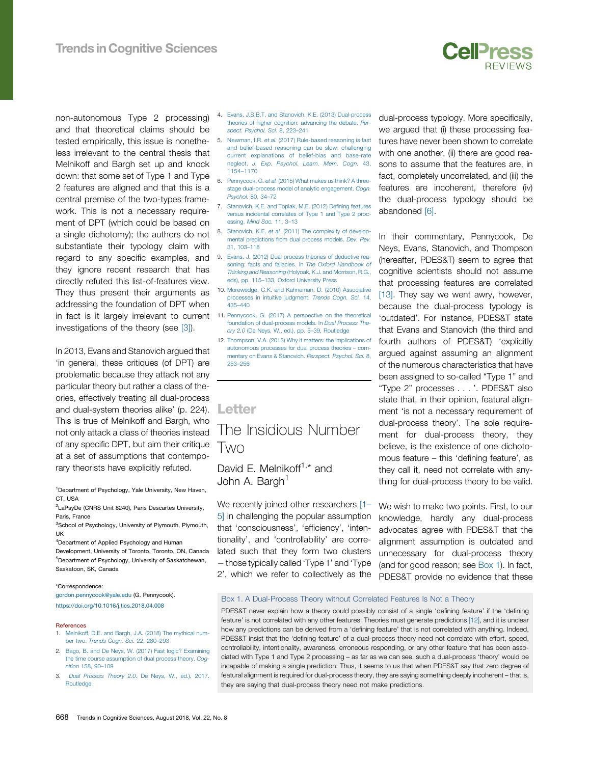non-autonomous Type 2 processing) and that theoretical claims should be tested empirically, this issue is nonetheless irrelevant to the central thesis that Melnikoff and Bargh set up and knock down: that some set of Type 1 and Type 2 features are aligned and that this is a central premise of the two-types framework. This is not a necessary requirement of DPT (which could be based on a single dichotomy); the authors do not substantiate their typology claim with regard to any specific examples, and they ignore recent research that has directly refuted this list-of-features view. They thus present their arguments as addressing the foundation of DPT when in fact is it largely irrelevant to current investigations of the theory (see [3]).

In 2013, Evans and Stanovich argued that 'in general, these critiques (of DPT) are problematic because they attack not any particular theory but rather a class of theories, effectively treating all dual-process and dual-system theories alike' (p. 224). This is true of Melnikoff and Bargh, who not only attack a class of theories instead of any specific DPT, but aim their critique at a set of assumptions that contemporary theorists have explicitly refuted.

[1]Department of Psychology, Yale University, New Haven, CT, USA

[2]LaPsyDe (CNRS Unit 8240), Paris Descartes University, Paris, France

[3]School of Psychology, University of Plymouth, Plymouth, UK

[4]Department of Applied Psychology and Human Development, University of Toronto, Toronto, ON, Canada

[5]Department of Psychology, University of Saskatchewan, Saskatoon, SK, Canada

*Correspondence:
gordon.pennycook@yale.edu (G. Pennycook).
https://doi.org/10.1016/j.tics.2018.04.008

### References

1. Melnikoff, D.E. and Bargh, J.A. (2018) The mythical number two. *Trends Cogn. Sci.* 22, 280–293
2. Bago, B. and De Neys, W. (2017) Fast logic? Examining the time course assumption of dual process theory. *Cognition* 158, 90–109
3. *Dual Process Theory 2.0*. De Neys, W., ed.), 2017. Routledge
4. Evans, J.S.B.T. and Stanovich, K.E. (2013) Dual-process theories of higher cognition: advancing the debate. *Perspect. Psychol. Sci.* 8, 223–241
5. Newman, I.R. *et al.* (2017) Rule-based reasoning is fast and belief-based reasoning can be slow: challenging current explanations of belief-bias and base-rate neglect. *J. Exp. Psychol. Learn. Mem. Cogn.* 43, 1154–1170
6. Pennycook, G. *et al.* (2015) What makes us think? A three-stage dual-process model of analytic engagement. *Cogn. Psychol.* 80, 34–72
7. Stanovich, K.E. and Toplak, M.E. (2012) Defining features versus incidental correlates of Type 1 and Type 2 processing. *Mind Soc.* 11, 3–13
8. Stanovich, K.E. *et al.* (2011) The complexity of developmental predictions from dual process models. *Dev. Rev.* 31, 103–118
9. Evans, J. (2012) Dual process theories of deductive reasoning: facts and fallacies. In *The Oxford Handbook of Thinking and Reasoning* (Holyoak, K.J. and Morrison, R.G., eds), pp. 115–133, Oxford University Press
10. Morewedge, C.K. and Kahneman, D. (2010) Associative processes in intuitive judgment. *Trends Cogn. Sci.* 14, 435–440
11. Pennycook, G. (2017) A perspective on the theoretical foundation of dual-process models. In *Dual Process Theory 2.0* (De Neys, W., ed.), pp. 5–39, Routledge
12. Thompson, V.A. (2013) Why it matters: the implications of autonomous processes for dual process theories – commentary on Evans & Stanovich. *Perspect. Psychol. Sci.* 8, 253–256

## Letter

# The Insidious Number Two

David E. Melnikoff[1,*] and John A. Bargh[1]

We recently joined other researchers [1–5] in challenging the popular assumption that 'consciousness', 'efficiency', 'intentionality', and 'controllability' are correlated such that they form two clusters – those typically called 'Type 1' and 'Type 2', which we refer to collectively as the dual-process typology. More specifically, we argued that (i) these processing features have never been shown to correlate with one another, (ii) there are good reasons to assume that the features are, in fact, completely uncorrelated, and (iii) the features are incoherent, therefore (iv) the dual-process typology should be abandoned [6].

In their commentary, Pennycook, De Neys, Evans, Stanovich, and Thompson (hereafter, PDES&T) seem to agree that cognitive scientists should not assume that processing features are correlated [13]. They say we went awry, however, because the dual-process typology is 'outdated'. For instance, PDES&T state that Evans and Stanovich (the third and fourth authors of PDES&T) 'explicitly argued against assuming an alignment of the numerous characteristics that have been assigned to so-called "Type 1" and "Type 2" processes . . . '. PDES&T also state that, in their opinion, featural alignment 'is not a necessary requirement of dual-process theory'. The sole requirement for dual-process theory, they believe, is the existence of one dichotomous feature – this 'defining feature', as they call it, need not correlate with anything for dual-process theory to be valid.

We wish to make two points. First, to our knowledge, hardly any dual-process advocates agree with PDES&T that the alignment assumption is outdated and unnecessary for dual-process theory (and for good reason; see Box 1). In fact, PDES&T provide no evidence that these

### Box 1. A Dual-Process Theory without Correlated Features Is Not a Theory

PDES&T never explain how a theory could possibly consist of a single 'defining feature' if the 'defining feature' is not correlated with anything. Theories must generate predictions [12], and it is unclear how any predictions can be derived from a 'defining feature' that is not correlated with anything. Indeed, PDES&T insist that the 'defining feature' of a dual-process theory need not correlate with effort, speed, controllability, intentionality, awareness, erroneous responding, or any other feature that has been associated with Type 1 and Type 2 processing – as far as we can see, such a dual-process 'theory' would be incapable of making a single prediction. Thus, it seems to us that when PDES&T say that zero degree of featural alignment is required for dual-process theory, they are saying something deeply incoherent – that is, they are saying that dual-process theory need not make predictions.